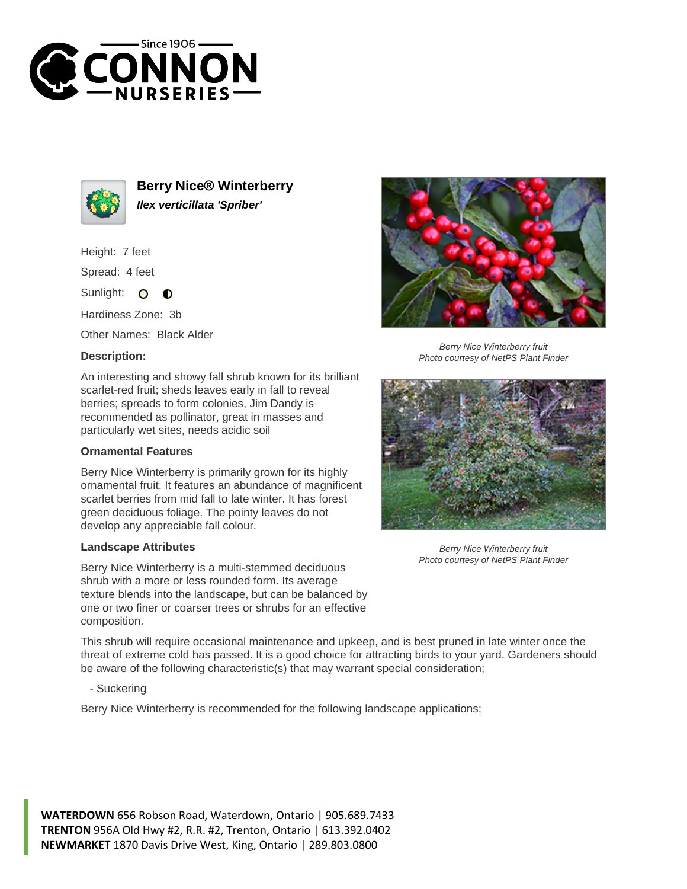# Berry Nice® Winterberry

***Ilex verticillata 'Spriber'***

Height: 7 feet

Spread: 4 feet

Sunlight:

Hardiness Zone: 3b

Other Names: Black Alder

### Description:

An interesting and showy fall shrub known for its brilliant scarlet-red fruit; sheds leaves early in fall to reveal berries; spreads to form colonies, Jim Dandy is recommended as pollinator, great in masses and particularly wet sites, needs acidic soil

### Ornamental Features

Berry Nice Winterberry is primarily grown for its highly ornamental fruit. It features an abundance of magnificent scarlet berries from mid fall to late winter. It has forest green deciduous foliage. The pointy leaves do not develop any appreciable fall colour.

### Landscape Attributes

Berry Nice Winterberry is a multi-stemmed deciduous shrub with a more or less rounded form. Its average texture blends into the landscape, but can be balanced by one or two finer or coarser trees or shrubs for an effective composition.

This shrub will require occasional maintenance and upkeep, and is best pruned in late winter once the threat of extreme cold has passed. It is a good choice for attracting birds to your yard. Gardeners should be aware of the following characteristic(s) that may warrant special consideration;

- Suckering

Berry Nice Winterberry is recommended for the following landscape applications;

*Berry Nice Winterberry fruit*
*Photo courtesy of NetPS Plant Finder*

*Berry Nice Winterberry fruit*
*Photo courtesy of NetPS Plant Finder*

**WATERDOWN** 656 Robson Road, Waterdown, Ontario | 905.689.7433
**TRENTON** 956A Old Hwy #2, R.R. #2, Trenton, Ontario | 613.392.0402
**NEWMARKET** 1870 Davis Drive West, King, Ontario | 289.803.0800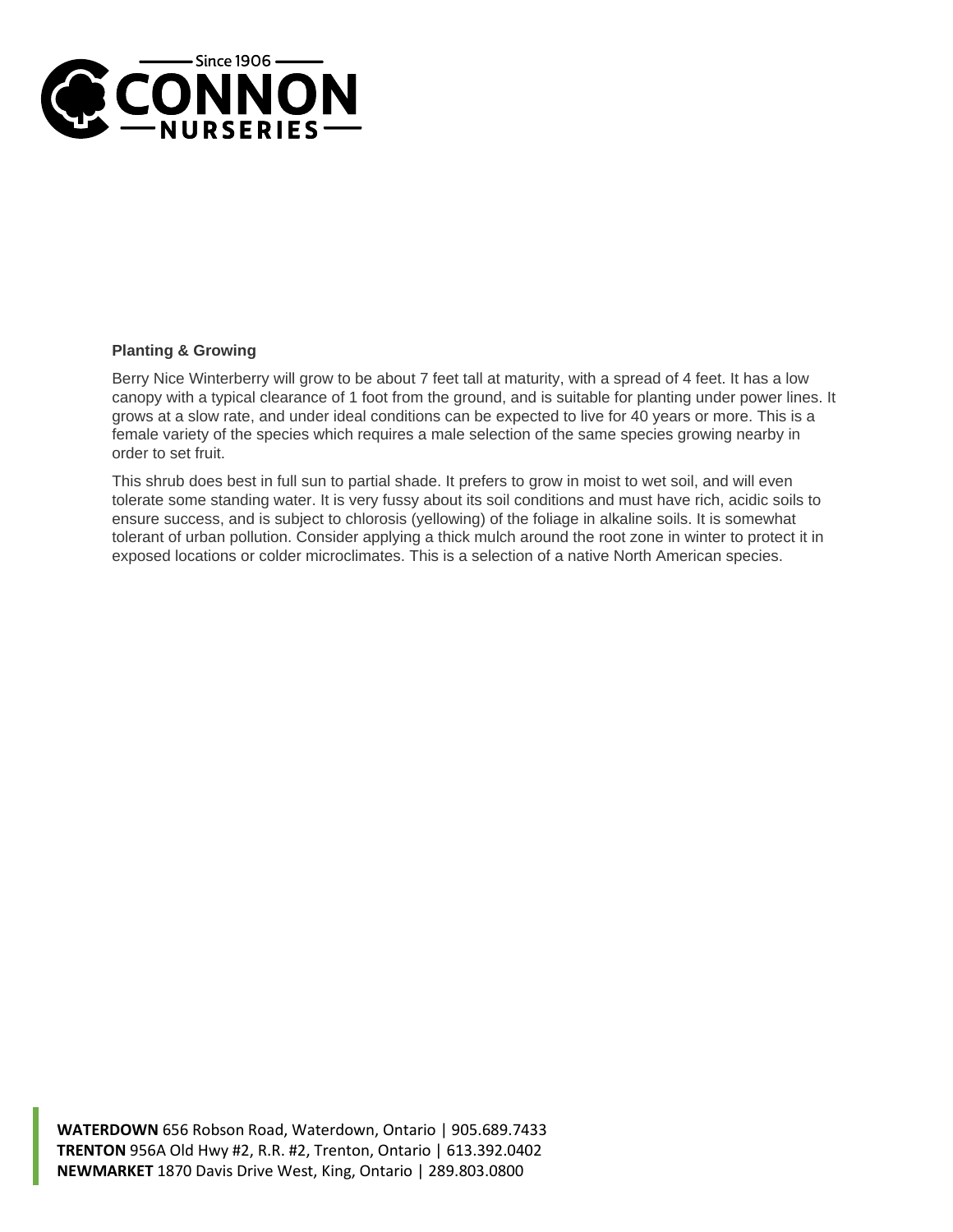### Planting & Growing

Berry Nice Winterberry will grow to be about 7 feet tall at maturity, with a spread of 4 feet. It has a low canopy with a typical clearance of 1 foot from the ground, and is suitable for planting under power lines. It grows at a slow rate, and under ideal conditions can be expected to live for 40 years or more. This is a female variety of the species which requires a male selection of the same species growing nearby in order to set fruit.

This shrub does best in full sun to partial shade. It prefers to grow in moist to wet soil, and will even tolerate some standing water. It is very fussy about its soil conditions and must have rich, acidic soils to ensure success, and is subject to chlorosis (yellowing) of the foliage in alkaline soils. It is somewhat tolerant of urban pollution. Consider applying a thick mulch around the root zone in winter to protect it in exposed locations or colder microclimates. This is a selection of a native North American species.